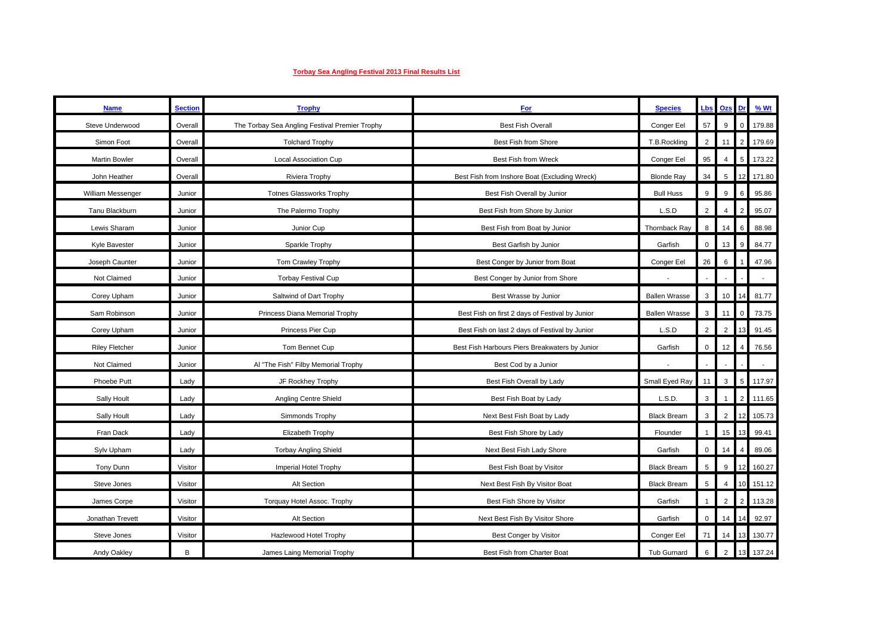**Torbay Sea Angling Festival 2013 Final Results List**

| Name | Section | Trophy | For | Species | Lbs | Ozs | Dr | % Wt |
|---|---|---|---|---|---|---|---|---|
| Steve Underwood | Overall | The Torbay Sea Angling Festival Premier Trophy | Best Fish Overall | Conger Eel | 57 | 9 | 0 | 179.88 |
| Simon Foot | Overall | Tolchard Trophy | Best Fish from Shore | T.B.Rockling | 2 | 11 | 2 | 179.69 |
| Martin Bowler | Overall | Local Association Cup | Best Fish from Wreck | Conger Eel | 95 | 4 | 5 | 173.22 |
| John Heather | Overall | Riviera Trophy | Best Fish from Inshore Boat (Excluding Wreck) | Blonde Ray | 34 | 5 | 12 | 171.80 |
| William Messenger | Junior | Totnes Glassworks Trophy | Best Fish Overall by Junior | Bull Huss | 9 | 9 | 6 | 95.86 |
| Tanu Blackburn | Junior | The Palermo Trophy | Best Fish from Shore by Junior | L.S.D | 2 | 4 | 2 | 95.07 |
| Lewis Sharam | Junior | Junior Cup | Best Fish from Boat by Junior | Thornback Ray | 8 | 14 | 6 | 88.98 |
| Kyle Bavester | Junior | Sparkle Trophy | Best Garfish by Junior | Garfish | 0 | 13 | 9 | 84.77 |
| Joseph Caunter | Junior | Tom Crawley Trophy | Best Conger by Junior from Boat | Conger Eel | 26 | 6 | 1 | 47.96 |
| Not Claimed | Junior | Torbay Festival Cup | Best Conger by Junior from Shore | - | - | - | - | - |
| Corey Upham | Junior | Saltwind of Dart Trophy | Best Wrasse by Junior | Ballen Wrasse | 3 | 10 | 14 | 81.77 |
| Sam Robinson | Junior | Princess Diana Memorial Trophy | Best Fish on first 2 days of Festival by Junior | Ballen Wrasse | 3 | 11 | 0 | 73.75 |
| Corey Upham | Junior | Princess Pier Cup | Best Fish on last 2 days of Festival by Junior | L.S.D | 2 | 2 | 13 | 91.45 |
| Riley Fletcher | Junior | Tom Bennet Cup | Best Fish Harbours Piers Breakwaters by Junior | Garfish | 0 | 12 | 4 | 76.56 |
| Not Claimed | Junior | Al "The Fish" Filby Memorial Trophy | Best Cod by a Junior | - | - | - | - | - |
| Phoebe Putt | Lady | JF Rockhey Trophy | Best Fish Overall by Lady | Small Eyed Ray | 11 | 3 | 5 | 117.97 |
| Sally Hoult | Lady | Angling Centre Shield | Best Fish Boat by Lady | L.S.D. | 3 | 1 | 2 | 111.65 |
| Sally Hoult | Lady | Simmonds Trophy | Next Best Fish Boat by Lady | Black Bream | 3 | 2 | 12 | 105.73 |
| Fran Dack | Lady | Elizabeth Trophy | Best Fish Shore by Lady | Flounder | 1 | 15 | 13 | 99.41 |
| Sylv Upham | Lady | Torbay Angling Shield | Next Best Fish Lady Shore | Garfish | 0 | 14 | 4 | 89.06 |
| Tony Dunn | Visitor | Imperial Hotel Trophy | Best Fish Boat by Visitor | Black Bream | 5 | 9 | 12 | 160.27 |
| Steve Jones | Visitor | Alt Section | Next Best Fish By Visitor Boat | Black Bream | 5 | 4 | 10 | 151.12 |
| James Corpe | Visitor | Torquay Hotel Assoc. Trophy | Best Fish Shore by Visitor | Garfish | 1 | 2 | 2 | 113.28 |
| Jonathan Trevett | Visitor | Alt Section | Next Best Fish By Visitor Shore | Garfish | 0 | 14 | 14 | 92.97 |
| Steve Jones | Visitor | Hazlewood Hotel Trophy | Best Conger by Visitor | Conger Eel | 71 | 14 | 13 | 130.77 |
| Andy Oakley | B | James Laing Memorial Trophy | Best Fish from Charter Boat | Tub Gurnard | 6 | 2 | 13 | 137.24 |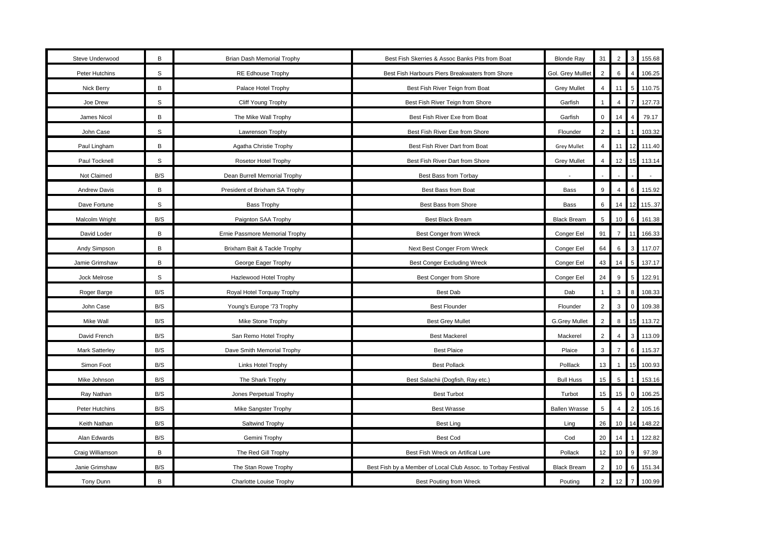| | | | | | | | | |
|---|---|---|---|---|---|---|---|---|
| Steve Underwood | B | Brian Dash Memorial Trophy | Best Fish Skerries & Assoc Banks Pits from Boat | Blonde Ray | 31 | 2 | 3 | 155.68 |
| Peter Hutchins | S | RE Edhouse Trophy | Best Fish Harbours Piers Breakwaters from Shore | Gol. Grey Mulllet | 2 | 6 | 4 | 106.25 |
| Nick Berry | B | Palace Hotel Trophy | Best Fish River Teign from Boat | Grey Mullet | 4 | 11 | 5 | 110.75 |
| Joe Drew | S | Cliff Young Trophy | Best Fish River Teign from Shore | Garfish | 1 | 4 | 7 | 127.73 |
| James Nicol | B | The Mike Wall Trophy | Best Fish River Exe from Boat | Garfish | 0 | 14 | 4 | 79.17 |
| John Case | S | Lawrenson Trophy | Best Fish River Exe from Shore | Flounder | 2 | 1 | 1 | 103.32 |
| Paul Lingham | B | Agatha Christie Trophy | Best Fish River Dart from Boat | Grey Mullet | 4 | 11 | 12 | 111.40 |
| Paul Tocknell | S | Rosetor Hotel Trophy | Best Fish River Dart from Shore | Grey Mullet | 4 | 12 | 15 | 113.14 |
| Not Claimed | B/S | Dean Burrell Memorial Trophy | Best Bass from Torbay | - | - | - | - | - |
| Andrew Davis | B | President of Brixham SA Trophy | Best Bass from Boat | Bass | 9 | 4 | 6 | 115.92 |
| Dave Fortune | S | Bass Trophy | Best Bass from Shore | Bass | 6 | 14 | 12 | 115..37 |
| Malcolm Wright | B/S | Paignton SAA Trophy | Best Black Bream | Black Bream | 5 | 10 | 6 | 161.38 |
| David Loder | B | Ernie Passmore Memorial Trophy | Best Conger from Wreck | Conger Eel | 91 | 7 | 11 | 166.33 |
| Andy Simpson | B | Brixham Bait & Tackle Trophy | Next Best Conger From Wreck | Conger Eel | 64 | 6 | 3 | 117.07 |
| Jamie Grimshaw | B | George Eager Trophy | Best Conger Excluding Wreck | Conger Eel | 43 | 14 | 5 | 137.17 |
| Jock Melrose | S | Hazlewood Hotel Trophy | Best Conger from Shore | Conger Eel | 24 | 9 | 5 | 122.91 |
| Roger Barge | B/S | Royal Hotel Torquay Trophy | Best Dab | Dab | 1 | 3 | 8 | 108.33 |
| John Case | B/S | Young's Europe '73 Trophy | Best Flounder | Flounder | 2 | 3 | 0 | 109.38 |
| Mike Wall | B/S | Mike Stone Trophy | Best Grey Mullet | G.Grey Mullet | 2 | 8 | 15 | 113.72 |
| David French | B/S | San Remo Hotel Trophy | Best Mackerel | Mackerel | 2 | 4 | 3 | 113.09 |
| Mark Satterley | B/S | Dave Smith Memorial Trophy | Best Plaice | Plaice | 3 | 7 | 6 | 115.37 |
| Simon Foot | B/S | Links Hotel Trophy | Best Pollack | Polllack | 13 | 1 | 15 | 100.93 |
| Mike Johnson | B/S | The Shark Trophy | Best Salachii (Dogfish, Ray etc.) | Bull Huss | 15 | 5 | 1 | 153.16 |
| Ray Nathan | B/S | Jones Perpetual Trophy | Best Turbot | Turbot | 15 | 15 | 0 | 106.25 |
| Peter Hutchins | B/S | Mike Sangster Trophy | Best Wrasse | Ballen Wrasse | 5 | 4 | 2 | 105.16 |
| Keith Nathan | B/S | Saltwind Trophy | Best Ling | Ling | 26 | 10 | 14 | 148.22 |
| Alan Edwards | B/S | Gemini Trophy | Best Cod | Cod | 20 | 14 | 1 | 122.82 |
| Craig Williamson | B | The Red Gill Trophy | Best Fish Wreck on Artifical Lure | Pollack | 12 | 10 | 9 | 97.39 |
| Janie Grimshaw | B/S | The Stan Rowe Trophy | Best Fish by a Member of Local Club Assoc. to Torbay Festival | Black Bream | 2 | 10 | 6 | 151.34 |
| Tony Dunn | B | Charlotte Louise Trophy | Best Pouting from Wreck | Pouting | 2 | 12 | 7 | 100.99 |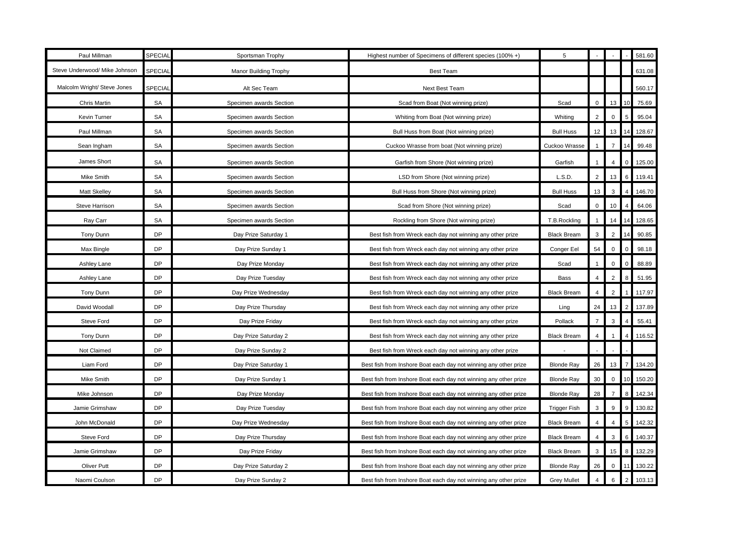| | | | | | | | | |
|---|---|---|---|---|---|---|---|---|
| Paul Millman | SPECIAL | Sportsman Trophy | Highest number of Specimens of different species (100% +) | 5 | - | - | - | 581.60 |
| Steve Underwood/ Mike Johnson | SPECIAL | Manor Building Trophy | Best Team | | | | | 631.08 |
| Malcolm Wright/ Steve Jones | SPECIAL | Alt Sec Team | Next Best Team | | | | | 560.17 |
| Chris Martin | SA | Specimen awards Section | Scad from Boat (Not winning prize) | Scad | 0 | 13 | 10 | 75.69 |
| Kevin Turner | SA | Specimen awards Section | Whiting from Boat (Not winning prize) | Whiting | 2 | 0 | 5 | 95.04 |
| Paul Millman | SA | Specimen awards Section | Bull Huss from Boat (Not winning prize) | Bull Huss | 12 | 13 | 14 | 128.67 |
| Sean Ingham | SA | Specimen awards Section | Cuckoo Wrasse from boat (Not winning prize) | Cuckoo Wrasse | 1 | 7 | 14 | 99.48 |
| James Short | SA | Specimen awards Section | Garfish from Shore (Not winning prize) | Garfish | 1 | 4 | 0 | 125.00 |
| Mike Smith | SA | Specimen awards Section | LSD from Shore (Not winning prize) | L.S.D. | 2 | 13 | 6 | 119.41 |
| Matt Skelley | SA | Specimen awards Section | Bull Huss from Shore (Not winning prize) | Bull Huss | 13 | 3 | 4 | 146.70 |
| Steve Harrison | SA | Specimen awards Section | Scad from Shore (Not winning prize) | Scad | 0 | 10 | 4 | 64.06 |
| Ray Carr | SA | Specimen awards Section | Rockling from Shore (Not winning prize) | T.B.Rockling | 1 | 14 | 14 | 128.65 |
| Tony Dunn | DP | Day Prize Saturday 1 | Best fish from Wreck each day not winning any other prize | Black Bream | 3 | 2 | 14 | 90.85 |
| Max Bingle | DP | Day Prize Sunday 1 | Best fish from Wreck each day not winning any other prize | Conger Eel | 54 | 0 | 0 | 98.18 |
| Ashley Lane | DP | Day Prize Monday | Best fish from Wreck each day not winning any other prize | Scad | 1 | 0 | 0 | 88.89 |
| Ashley Lane | DP | Day Prize Tuesday | Best fish from Wreck each day not winning any other prize | Bass | 4 | 2 | 8 | 51.95 |
| Tony Dunn | DP | Day Prize Wednesday | Best fish from Wreck each day not winning any other prize | Black Bream | 4 | 2 | 1 | 117.97 |
| David Woodall | DP | Day Prize Thursday | Best fish from Wreck each day not winning any other prize | Ling | 24 | 13 | 2 | 137.89 |
| Steve Ford | DP | Day Prize Friday | Best fish from Wreck each day not winning any other prize | Pollack | 7 | 3 | 4 | 55.41 |
| Tony Dunn | DP | Day Prize Saturday 2 | Best fish from Wreck each day not winning any other prize | Black Bream | 4 | 1 | 4 | 116.52 |
| Not Claimed | DP | Day Prize Sunday 2 | Best fish from Wreck each day not winning any other prize | - | - | - | - | |
| Liam Ford | DP | Day Prize Saturday 1 | Best fish from Inshore Boat each day not winning any other prize | Blonde Ray | 26 | 13 | 7 | 134.20 |
| Mike Smith | DP | Day Prize Sunday 1 | Best fish from Inshore Boat each day not winning any other prize | Blonde Ray | 30 | 0 | 10 | 150.20 |
| Mike Johnson | DP | Day Prize Monday | Best fish from Inshore Boat each day not winning any other prize | Blonde Ray | 28 | 7 | 8 | 142.34 |
| Jamie Grimshaw | DP | Day Prize Tuesday | Best fish from Inshore Boat each day not winning any other prize | Trigger Fish | 3 | 9 | 9 | 130.82 |
| John McDonald | DP | Day Prize Wednesday | Best fish from Inshore Boat each day not winning any other prize | Black Bream | 4 | 4 | 5 | 142.32 |
| Steve Ford | DP | Day Prize Thursday | Best fish from Inshore Boat each day not winning any other prize | Black Bream | 4 | 3 | 6 | 140.37 |
| Jamie Grimshaw | DP | Day Prize Friday | Best fish from Inshore Boat each day not winning any other prize | Black Bream | 3 | 15 | 8 | 132.29 |
| Oliver Putt | DP | Day Prize Saturday 2 | Best fish from Inshore Boat each day not winning any other prize | Blonde Ray | 26 | 0 | 11 | 130.22 |
| Naomi Coulson | DP | Day Prize Sunday 2 | Best fish from Inshore Boat each day not winning any other prize | Grey Mullet | 4 | 6 | 2 | 103.13 |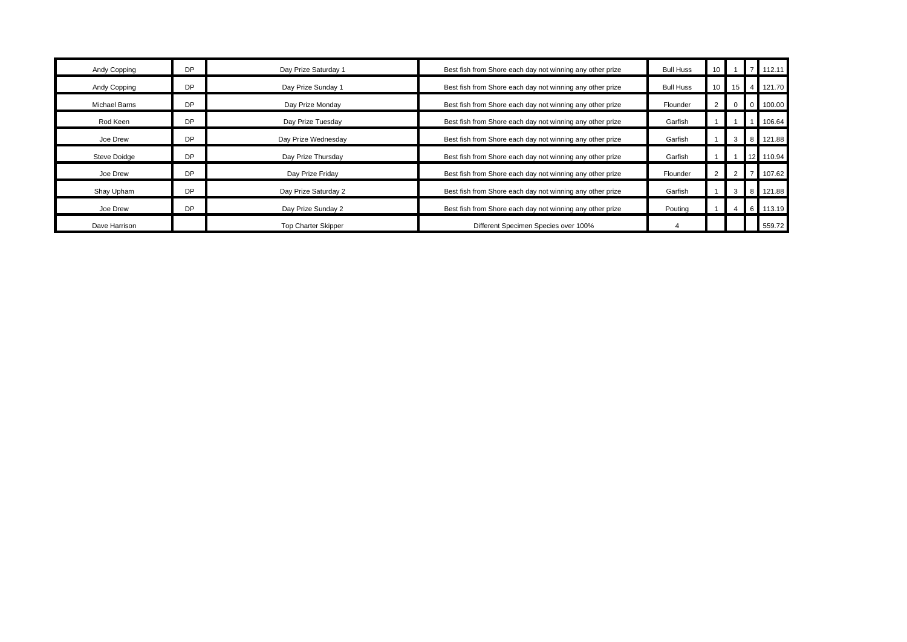| | | | | | | | | |
|---|---|---|---|---|---|---|---|---|
| Andy Copping | DP | Day Prize Saturday 1 | Best fish from Shore each day not winning any other prize | Bull Huss | 10 | 1 | 7 | 112.11 |
| Andy Copping | DP | Day Prize Sunday 1 | Best fish from Shore each day not winning any other prize | Bull Huss | 10 | 15 | 4 | 121.70 |
| Michael Barns | DP | Day Prize Monday | Best fish from Shore each day not winning any other prize | Flounder | 2 | 0 | 0 | 100.00 |
| Rod Keen | DP | Day Prize Tuesday | Best fish from Shore each day not winning any other prize | Garfish | 1 | 1 | 1 | 106.64 |
| Joe Drew | DP | Day Prize Wednesday | Best fish from Shore each day not winning any other prize | Garfish | 1 | 3 | 8 | 121.88 |
| Steve Doidge | DP | Day Prize Thursday | Best fish from Shore each day not winning any other prize | Garfish | 1 | 1 | 12 | 110.94 |
| Joe Drew | DP | Day Prize Friday | Best fish from Shore each day not winning any other prize | Flounder | 2 | 2 | 7 | 107.62 |
| Shay Upham | DP | Day Prize Saturday 2 | Best fish from Shore each day not winning any other prize | Garfish | 1 | 3 | 8 | 121.88 |
| Joe Drew | DP | Day Prize Sunday 2 | Best fish from Shore each day not winning any other prize | Pouting | 1 | 4 | 6 | 113.19 |
| Dave Harrison | | Top Charter Skipper | Different Specimen Species over 100% | 4 | | | | 559.72 |